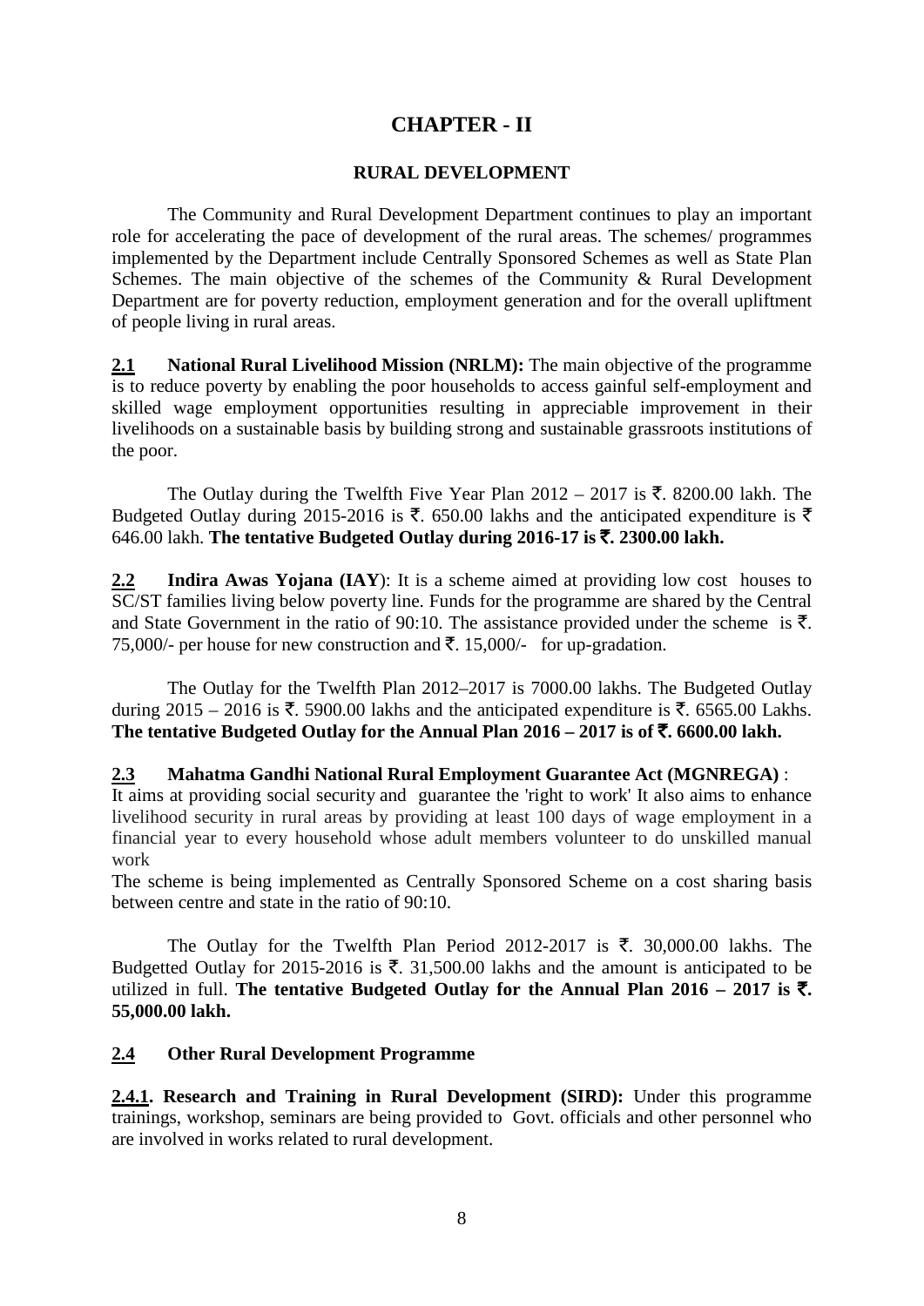# CHAPTER - II

## RURAL DEVELOPMENT

The Community and Rural Development Department continues to play an important role for accelerating the pace of development of the rural areas. The schemes/ programmes implemented by the Department include Centrally Sponsored Schemes as well as State Plan Schemes. The main objective of the schemes of the Community & Rural Development Department are for poverty reduction, employment generation and for the overall upliftment of people living in rural areas.

**2.1 National Rural Livelihood Mission (NRLM):** The main objective of the programme is to reduce poverty by enabling the poor households to access gainful self-employment and skilled wage employment opportunities resulting in appreciable improvement in their livelihoods on a sustainable basis by building strong and sustainable grassroots institutions of the poor.

The Outlay during the Twelfth Five Year Plan 2012 – 2017 is ₹. 8200.00 lakh. The Budgeted Outlay during 2015-2016 is ₹. 650.00 lakhs and the anticipated expenditure is ₹ 646.00 lakh. **The tentative Budgeted Outlay during 2016-17 is ₹. 2300.00 lakh.**

**2.2 Indira Awas Yojana (IAY**): It is a scheme aimed at providing low cost houses to SC/ST families living below poverty line. Funds for the programme are shared by the Central and State Government in the ratio of 90:10. The assistance provided under the scheme is ₹. 75,000/- per house for new construction and ₹. 15,000/- for up-gradation.

The Outlay for the Twelfth Plan 2012–2017 is 7000.00 lakhs. The Budgeted Outlay during 2015 – 2016 is ₹. 5900.00 lakhs and the anticipated expenditure is ₹. 6565.00 Lakhs. **The tentative Budgeted Outlay for the Annual Plan 2016 – 2017 is of ₹. 6600.00 lakh.**

**2.3 Mahatma Gandhi National Rural Employment Guarantee Act (MGNREGA)** :
It aims at providing social security and guarantee the 'right to work' It also aims to enhance livelihood security in rural areas by providing at least 100 days of wage employment in a financial year to every household whose adult members volunteer to do unskilled manual work

The scheme is being implemented as Centrally Sponsored Scheme on a cost sharing basis between centre and state in the ratio of 90:10.

The Outlay for the Twelfth Plan Period 2012-2017 is ₹. 30,000.00 lakhs. The Budgetted Outlay for 2015-2016 is ₹. 31,500.00 lakhs and the amount is anticipated to be utilized in full. **The tentative Budgeted Outlay for the Annual Plan 2016 – 2017 is ₹. 55,000.00 lakh.**

**2.4 Other Rural Development Programme**

**2.4.1. Research and Training in Rural Development (SIRD):** Under this programme trainings, workshop, seminars are being provided to Govt. officials and other personnel who are involved in works related to rural development.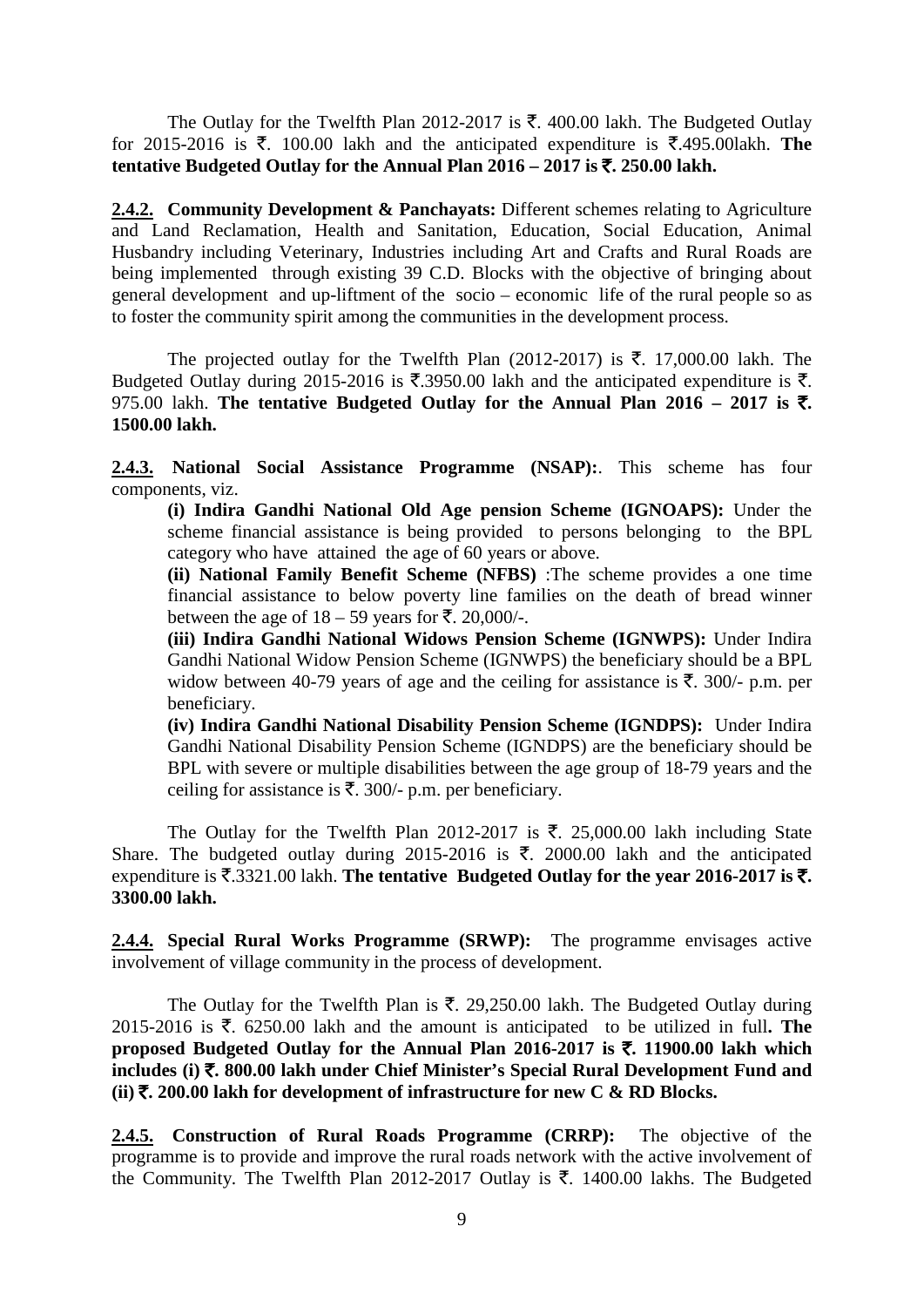The Outlay for the Twelfth Plan 2012-2017 is ₹. 400.00 lakh. The Budgeted Outlay for 2015-2016 is ₹. 100.00 lakh and the anticipated expenditure is ₹.495.00lakh. **The tentative Budgeted Outlay for the Annual Plan 2016 – 2017 is ₹. 250.00 lakh.**

**2.4.2. Community Development & Panchayats:** Different schemes relating to Agriculture and Land Reclamation, Health and Sanitation, Education, Social Education, Animal Husbandry including Veterinary, Industries including Art and Crafts and Rural Roads are being implemented through existing 39 C.D. Blocks with the objective of bringing about general development and up-liftment of the socio – economic life of the rural people so as to foster the community spirit among the communities in the development process.

The projected outlay for the Twelfth Plan (2012-2017) is ₹. 17,000.00 lakh. The Budgeted Outlay during 2015-2016 is ₹.3950.00 lakh and the anticipated expenditure is ₹. 975.00 lakh. **The tentative Budgeted Outlay for the Annual Plan 2016 – 2017 is ₹. 1500.00 lakh.**

**2.4.3. National Social Assistance Programme (NSAP):**. This scheme has four components, viz.

**(i) Indira Gandhi National Old Age pension Scheme (IGNOAPS):** Under the scheme financial assistance is being provided to persons belonging to the BPL category who have attained the age of 60 years or above.

**(ii) National Family Benefit Scheme (NFBS)** :The scheme provides a one time financial assistance to below poverty line families on the death of bread winner between the age of 18 – 59 years for ₹. 20,000/-.

**(iii) Indira Gandhi National Widows Pension Scheme (IGNWPS):** Under Indira Gandhi National Widow Pension Scheme (IGNWPS) the beneficiary should be a BPL widow between 40-79 years of age and the ceiling for assistance is ₹. 300/- p.m. per beneficiary.

**(iv) Indira Gandhi National Disability Pension Scheme (IGNDPS):** Under Indira Gandhi National Disability Pension Scheme (IGNDPS) are the beneficiary should be BPL with severe or multiple disabilities between the age group of 18-79 years and the ceiling for assistance is ₹. 300/- p.m. per beneficiary.

The Outlay for the Twelfth Plan 2012-2017 is ₹. 25,000.00 lakh including State Share. The budgeted outlay during 2015-2016 is ₹. 2000.00 lakh and the anticipated expenditure is ₹.3321.00 lakh. **The tentative Budgeted Outlay for the year 2016-2017 is ₹. 3300.00 lakh.**

**2.4.4. Special Rural Works Programme (SRWP):** The programme envisages active involvement of village community in the process of development.

The Outlay for the Twelfth Plan is ₹. 29,250.00 lakh. The Budgeted Outlay during 2015-2016 is ₹. 6250.00 lakh and the amount is anticipated to be utilized in full**. The proposed Budgeted Outlay for the Annual Plan 2016-2017 is ₹. 11900.00 lakh which includes (i) ₹. 800.00 lakh under Chief Minister's Special Rural Development Fund and (ii) ₹. 200.00 lakh for development of infrastructure for new C & RD Blocks.**

**2.4.5. Construction of Rural Roads Programme (CRRP):** The objective of the programme is to provide and improve the rural roads network with the active involvement of the Community. The Twelfth Plan 2012-2017 Outlay is ₹. 1400.00 lakhs. The Budgeted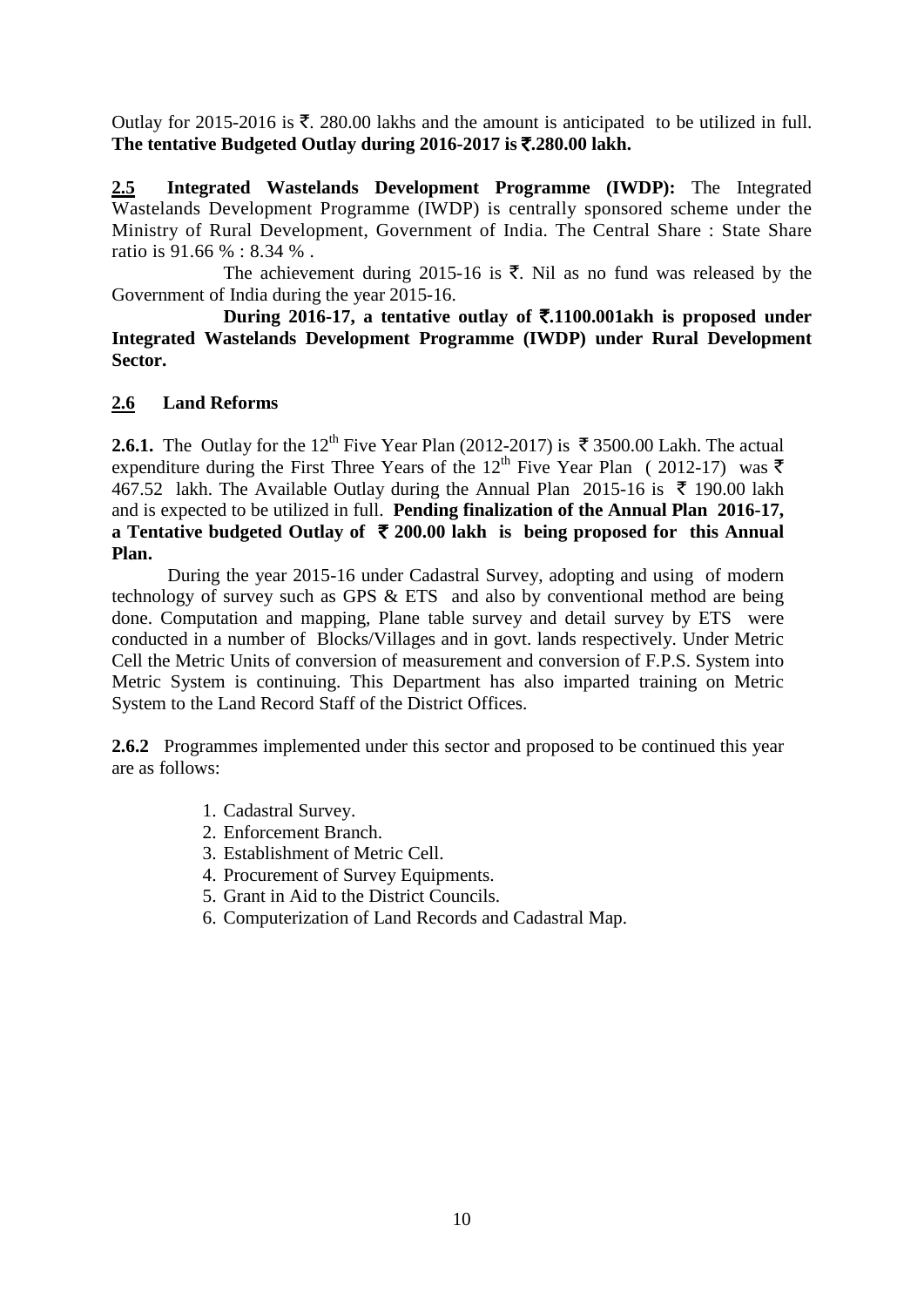Outlay for 2015-2016 is ₹. 280.00 lakhs and the amount is anticipated to be utilized in full. **The tentative Budgeted Outlay during 2016-2017 is ₹.280.00 lakh.**

**2.5 Integrated Wastelands Development Programme (IWDP):** The Integrated Wastelands Development Programme (IWDP) is centrally sponsored scheme under the Ministry of Rural Development, Government of India. The Central Share : State Share ratio is 91.66 % : 8.34 % .

The achievement during 2015-16 is ₹. Nil as no fund was released by the Government of India during the year 2015-16.

**During 2016-17, a tentative outlay of ₹.1100.001akh is proposed under Integrated Wastelands Development Programme (IWDP) under Rural Development Sector.**

## 2.6 Land Reforms

**2.6.1.** The Outlay for the 12th Five Year Plan (2012-2017) is ₹ 3500.00 Lakh. The actual expenditure during the First Three Years of the 12th Five Year Plan ( 2012-17) was ₹ 467.52 lakh. The Available Outlay during the Annual Plan 2015-16 is ₹ 190.00 lakh and is expected to be utilized in full. **Pending finalization of the Annual Plan 2016-17, a Tentative budgeted Outlay of ₹ 200.00 lakh is being proposed for this Annual Plan.**

During the year 2015-16 under Cadastral Survey, adopting and using of modern technology of survey such as GPS & ETS and also by conventional method are being done. Computation and mapping, Plane table survey and detail survey by ETS were conducted in a number of Blocks/Villages and in govt. lands respectively. Under Metric Cell the Metric Units of conversion of measurement and conversion of F.P.S. System into Metric System is continuing. This Department has also imparted training on Metric System to the Land Record Staff of the District Offices.

**2.6.2** Programmes implemented under this sector and proposed to be continued this year are as follows:

1. Cadastral Survey.
2. Enforcement Branch.
3. Establishment of Metric Cell.
4. Procurement of Survey Equipments.
5. Grant in Aid to the District Councils.
6. Computerization of Land Records and Cadastral Map.